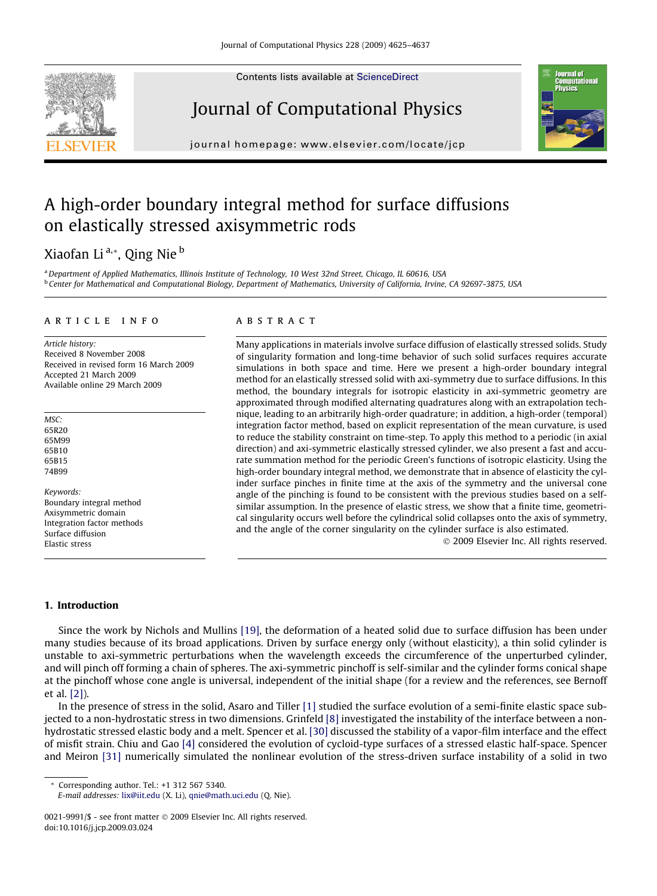Contents lists available at ScienceDirect

# Journal of Computational Physics

journal homepage: www.elsevier.com/locate/jcp

# A high-order boundary integral method for surface diffusions on elastically stressed axisymmetric rods

Xiaofan Li [a,*], Qing Nie [b]

[a] Department of Applied Mathematics, Illinois Institute of Technology, 10 West 32nd Street, Chicago, IL 60616, USA

[b] Center for Mathematical and Computational Biology, Department of Mathematics, University of California, Irvine, CA 92697-3875, USA

## ARTICLE INFO

*Article history:*
Received 8 November 2008
Received in revised form 16 March 2009
Accepted 21 March 2009
Available online 29 March 2009

*MSC:*
65R20
65M99
65B10
65B15
74B99

*Keywords:*
Boundary integral method
Axisymmetric domain
Integration factor methods
Surface diffusion
Elastic stress

## ABSTRACT

Many applications in materials involve surface diffusion of elastically stressed solids. Study of singularity formation and long-time behavior of such solid surfaces requires accurate simulations in both space and time. Here we present a high-order boundary integral method for an elastically stressed solid with axi-symmetry due to surface diffusions. In this method, the boundary integrals for isotropic elasticity in axi-symmetric geometry are approximated through modified alternating quadratures along with an extrapolation technique, leading to an arbitrarily high-order quadrature; in addition, a high-order (temporal) integration factor method, based on explicit representation of the mean curvature, is used to reduce the stability constraint on time-step. To apply this method to a periodic (in axial direction) and axi-symmetric elastically stressed cylinder, we also present a fast and accurate summation method for the periodic Green's functions of isotropic elasticity. Using the high-order boundary integral method, we demonstrate that in absence of elasticity the cylinder surface pinches in finite time at the axis of the symmetry and the universal cone angle of the pinching is found to be consistent with the previous studies based on a self-similar assumption. In the presence of elastic stress, we show that a finite time, geometrical singularity occurs well before the cylindrical solid collapses onto the axis of symmetry, and the angle of the corner singularity on the cylinder surface is also estimated.

© 2009 Elsevier Inc. All rights reserved.

## 1. Introduction

Since the work by Nichols and Mullins [19], the deformation of a heated solid due to surface diffusion has been under many studies because of its broad applications. Driven by surface energy only (without elasticity), a thin solid cylinder is unstable to axi-symmetric perturbations when the wavelength exceeds the circumference of the unperturbed cylinder, and will pinch off forming a chain of spheres. The axi-symmetric pinchoff is self-similar and the cylinder forms conical shape at the pinchoff whose cone angle is universal, independent of the initial shape (for a review and the references, see Bernoff et al. [2]).

In the presence of stress in the solid, Asaro and Tiller [1] studied the surface evolution of a semi-finite elastic space subjected to a non-hydrostatic stress in two dimensions. Grinfeld [8] investigated the instability of the interface between a non-hydrostatic stressed elastic body and a melt. Spencer et al. [30] discussed the stability of a vapor-film interface and the effect of misfit strain. Chiu and Gao [4] considered the evolution of cycloid-type surfaces of a stressed elastic half-space. Spencer and Meiron [31] numerically simulated the nonlinear evolution of the stress-driven surface instability of a solid in two

* Corresponding author. Tel.: +1 312 567 5340.
*E-mail addresses:* lix@iit.edu (X. Li), qnie@math.uci.edu (Q. Nie).

0021-9991/$ - see front matter © 2009 Elsevier Inc. All rights reserved.
doi:10.1016/j.jcp.2009.03.024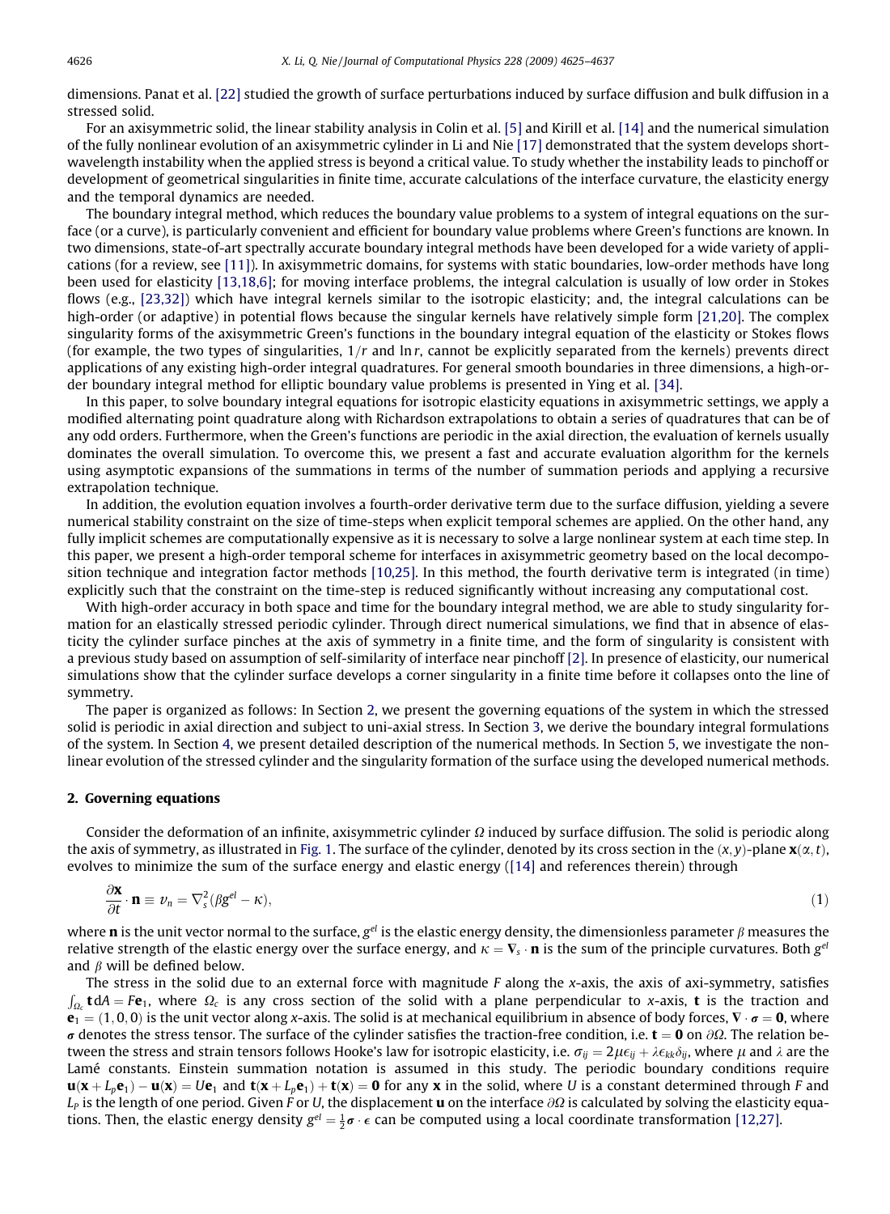dimensions. Panat et al. [22] studied the growth of surface perturbations induced by surface diffusion and bulk diffusion in a stressed solid.

For an axisymmetric solid, the linear stability analysis in Colin et al. [5] and Kirill et al. [14] and the numerical simulation of the fully nonlinear evolution of an axisymmetric cylinder in Li and Nie [17] demonstrated that the system develops short-wavelength instability when the applied stress is beyond a critical value. To study whether the instability leads to pinchoff or development of geometrical singularities in finite time, accurate calculations of the interface curvature, the elasticity energy and the temporal dynamics are needed.

The boundary integral method, which reduces the boundary value problems to a system of integral equations on the surface (or a curve), is particularly convenient and efficient for boundary value problems where Green's functions are known. In two dimensions, state-of-art spectrally accurate boundary integral methods have been developed for a wide variety of applications (for a review, see [11]). In axisymmetric domains, for systems with static boundaries, low-order methods have long been used for elasticity [13,18,6]; for moving interface problems, the integral calculation is usually of low order in Stokes flows (e.g., [23,32]) which have integral kernels similar to the isotropic elasticity; and, the integral calculations can be high-order (or adaptive) in potential flows because the singular kernels have relatively simple form [21,20]. The complex singularity forms of the axisymmetric Green's functions in the boundary integral equation of the elasticity or Stokes flows (for example, the two types of singularities, $1/r$ and $\ln r$, cannot be explicitly separated from the kernels) prevents direct applications of any existing high-order integral quadratures. For general smooth boundaries in three dimensions, a high-order boundary integral method for elliptic boundary value problems is presented in Ying et al. [34].

In this paper, to solve boundary integral equations for isotropic elasticity equations in axisymmetric settings, we apply a modified alternating point quadrature along with Richardson extrapolations to obtain a series of quadratures that can be of any odd orders. Furthermore, when the Green's functions are periodic in the axial direction, the evaluation of kernels usually dominates the overall simulation. To overcome this, we present a fast and accurate evaluation algorithm for the kernels using asymptotic expansions of the summations in terms of the number of summation periods and applying a recursive extrapolation technique.

In addition, the evolution equation involves a fourth-order derivative term due to the surface diffusion, yielding a severe numerical stability constraint on the size of time-steps when explicit temporal schemes are applied. On the other hand, any fully implicit schemes are computationally expensive as it is necessary to solve a large nonlinear system at each time step. In this paper, we present a high-order temporal scheme for interfaces in axisymmetric geometry based on the local decomposition technique and integration factor methods [10,25]. In this method, the fourth derivative term is integrated (in time) explicitly such that the constraint on the time-step is reduced significantly without increasing any computational cost.

With high-order accuracy in both space and time for the boundary integral method, we are able to study singularity formation for an elastically stressed periodic cylinder. Through direct numerical simulations, we find that in absence of elasticity the cylinder surface pinches at the axis of symmetry in a finite time, and the form of singularity is consistent with a previous study based on assumption of self-similarity of interface near pinchoff [2]. In presence of elasticity, our numerical simulations show that the cylinder surface develops a corner singularity in a finite time before it collapses onto the line of symmetry.

The paper is organized as follows: In Section 2, we present the governing equations of the system in which the stressed solid is periodic in axial direction and subject to uni-axial stress. In Section 3, we derive the boundary integral formulations of the system. In Section 4, we present detailed description of the numerical methods. In Section 5, we investigate the nonlinear evolution of the stressed cylinder and the singularity formation of the surface using the developed numerical methods.

## 2. Governing equations

Consider the deformation of an infinite, axisymmetric cylinder $\Omega$ induced by surface diffusion. The solid is periodic along the axis of symmetry, as illustrated in Fig. 1. The surface of the cylinder, denoted by its cross section in the $(x, y)$-plane $\mathbf{x}(\alpha, t)$, evolves to minimize the sum of the surface energy and elastic energy ([14] and references therein) through

$$\frac{\partial \mathbf{x}}{\partial t} \cdot \mathbf{n} \equiv v_n = \nabla_s^2(\beta g^{el} - \kappa), \tag{1}$$

where $\mathbf{n}$ is the unit vector normal to the surface, $g^{el}$ is the elastic energy density, the dimensionless parameter $\beta$ measures the relative strength of the elastic energy over the surface energy, and $\kappa = \nabla_s \cdot \mathbf{n}$ is the sum of the principle curvatures. Both $g^{el}$ and $\beta$ will be defined below.

The stress in the solid due to an external force with magnitude $F$ along the $x$-axis, the axis of axi-symmetry, satisfies $\int_{\Omega_c} \mathbf{t}\, dA = F\mathbf{e}_1$, where $\Omega_c$ is any cross section of the solid with a plane perpendicular to $x$-axis, $\mathbf{t}$ is the traction and $\mathbf{e}_1 = (1, 0, 0)$ is the unit vector along $x$-axis. The solid is at mechanical equilibrium in absence of body forces, $\nabla \cdot \boldsymbol{\sigma} = \mathbf{0}$, where $\boldsymbol{\sigma}$ denotes the stress tensor. The surface of the cylinder satisfies the traction-free condition, i.e. $\mathbf{t} = \mathbf{0}$ on $\partial\Omega$. The relation between the stress and strain tensors follows Hooke's law for isotropic elasticity, i.e. $\sigma_{ij} = 2\mu\epsilon_{ij} + \lambda\epsilon_{kk}\delta_{ij}$, where $\mu$ and $\lambda$ are the Lamé constants. Einstein summation notation is assumed in this study. The periodic boundary conditions require $\mathbf{u}(\mathbf{x} + L_p\mathbf{e}_1) - \mathbf{u}(\mathbf{x}) = U\mathbf{e}_1$ and $\mathbf{t}(\mathbf{x} + L_p\mathbf{e}_1) + \mathbf{t}(\mathbf{x}) = \mathbf{0}$ for any $\mathbf{x}$ in the solid, where $U$ is a constant determined through $F$ and $L_p$ is the length of one period. Given $F$ or $U$, the displacement $\mathbf{u}$ on the interface $\partial\Omega$ is calculated by solving the elasticity equations. Then, the elastic energy density $g^{el} = \frac{1}{2}\boldsymbol{\sigma} \cdot \boldsymbol{\epsilon}$ can be computed using a local coordinate transformation [12,27].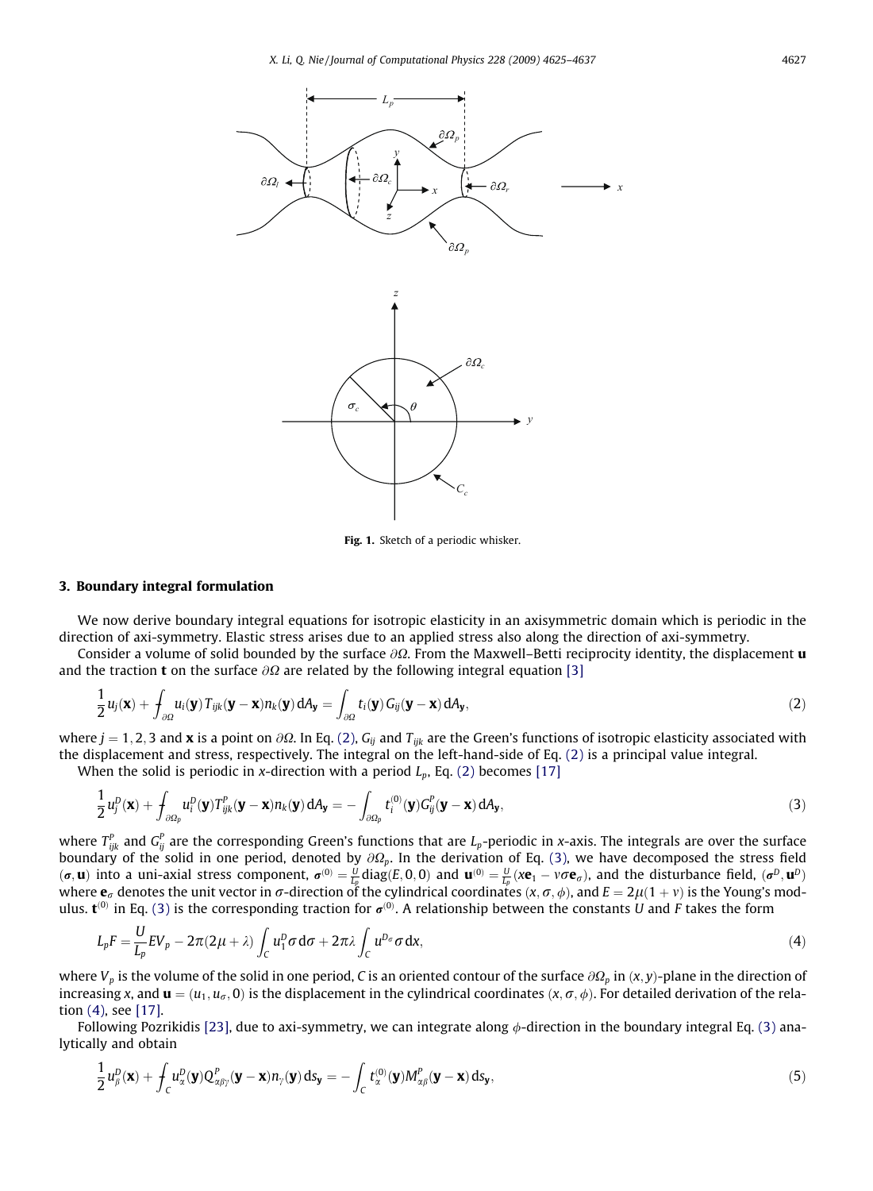Fig. 1. Sketch of a periodic whisker.

## 3. Boundary integral formulation

We now derive boundary integral equations for isotropic elasticity in an axisymmetric domain which is periodic in the direction of axi-symmetry. Elastic stress arises due to an applied stress also along the direction of axi-symmetry.

Consider a volume of solid bounded by the surface $\partial\Omega$. From the Maxwell–Betti reciprocity identity, the displacement $\mathbf{u}$ and the traction $\mathbf{t}$ on the surface $\partial\Omega$ are related by the following integral equation [3]

$$\frac{1}{2}u_j(\mathbf{x}) + \fint_{\partial\Omega} u_i(\mathbf{y})T_{ijk}(\mathbf{y}-\mathbf{x})n_k(\mathbf{y})\,dA_{\mathbf{y}} = \int_{\partial\Omega} t_i(\mathbf{y})G_{ij}(\mathbf{y}-\mathbf{x})\,dA_{\mathbf{y}}, \tag{2}$$

where $j = 1, 2, 3$ and $\mathbf{x}$ is a point on $\partial\Omega$. In Eq. (2), $G_{ij}$ and $T_{ijk}$ are the Green's functions of isotropic elasticity associated with the displacement and stress, respectively. The integral on the left-hand-side of Eq. (2) is a principal value integral.

When the solid is periodic in $x$-direction with a period $L_p$, Eq. (2) becomes [17]

$$\frac{1}{2}u_j^D(\mathbf{x}) + \fint_{\partial\Omega_p} u_i^D(\mathbf{y})T_{ijk}^P(\mathbf{y}-\mathbf{x})n_k(\mathbf{y})\,dA_{\mathbf{y}} = -\int_{\partial\Omega_p} t_i^{(0)}(\mathbf{y})G_{ij}^P(\mathbf{y}-\mathbf{x})\,dA_{\mathbf{y}}, \tag{3}$$

where $T_{ijk}^P$ and $G_{ij}^P$ are the corresponding Green's functions that are $L_p$-periodic in $x$-axis. The integrals are over the surface boundary of the solid in one period, denoted by $\partial\Omega_p$. In the derivation of Eq. (3), we have decomposed the stress field $(\boldsymbol{\sigma}, \mathbf{u})$ into a uni-axial stress component, $\boldsymbol{\sigma}^{(0)} = \frac{U}{L_p}\mathrm{diag}(E, 0, 0)$ and $\mathbf{u}^{(0)} = \frac{U}{L_p}(x\mathbf{e}_1 - \nu\sigma\mathbf{e}_\sigma)$, and the disturbance field, $(\boldsymbol{\sigma}^D, \mathbf{u}^D)$ where $\mathbf{e}_\sigma$ denotes the unit vector in $\sigma$-direction of the cylindrical coordinates $(x, \sigma, \phi)$, and $E = 2\mu(1+\nu)$ is the Young's modulus. $\mathbf{t}^{(0)}$ in Eq. (3) is the corresponding traction for $\boldsymbol{\sigma}^{(0)}$. A relationship between the constants $U$ and $F$ takes the form

$$L_pF = \frac{U}{L_p}EV_p - 2\pi(2\mu+\lambda)\int_C u_1^D\sigma\,d\sigma + 2\pi\lambda\int_C u^{D_\sigma}\sigma\,dx, \tag{4}$$

where $V_p$ is the volume of the solid in one period, $C$ is an oriented contour of the surface $\partial\Omega_p$ in $(x, y)$-plane in the direction of increasing $x$, and $\mathbf{u} = (u_1, u_\sigma, 0)$ is the displacement in the cylindrical coordinates $(x, \sigma, \phi)$. For detailed derivation of the relation (4), see [17].

Following Pozrikidis [23], due to axi-symmetry, we can integrate along $\phi$-direction in the boundary integral Eq. (3) analytically and obtain

$$\frac{1}{2}u_\beta^D(\mathbf{x}) + \fint_C u_\alpha^D(\mathbf{y})Q_{\alpha\beta\gamma}^P(\mathbf{y}-\mathbf{x})n_\gamma(\mathbf{y})\,ds_{\mathbf{y}} = -\int_C t_\alpha^{(0)}(\mathbf{y})M_{\alpha\beta}^P(\mathbf{y}-\mathbf{x})\,ds_{\mathbf{y}}, \tag{5}$$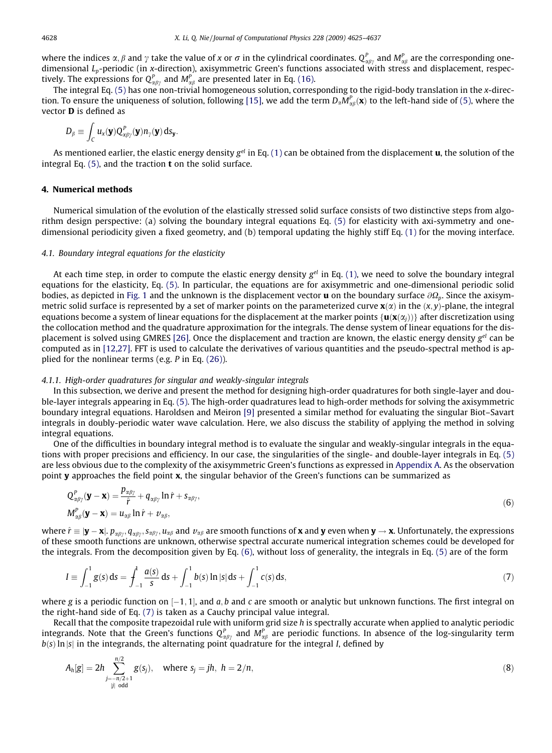where the indices $\alpha, \beta$ and $\gamma$ take the value of $x$ or $\sigma$ in the cylindrical coordinates. $Q^P_{\alpha\beta\gamma}$ and $M^P_{\alpha\beta}$ are the corresponding one-dimensional $L_p$-periodic (in $x$-direction), axisymmetric Green's functions associated with stress and displacement, respectively. The expressions for $Q^P_{\alpha\beta\gamma}$ and $M^P_{\alpha\beta}$ are presented later in Eq. (16).

The integral Eq. (5) has one non-trivial homogeneous solution, corresponding to the rigid-body translation in the $x$-direction. To ensure the uniqueness of solution, following [15], we add the term $D_\alpha M^P_{\alpha\beta}(\mathbf{x})$ to the left-hand side of (5), where the vector $\mathbf{D}$ is defined as

$$D_\beta \equiv \int_C u_x(\mathbf{y}) Q^P_{x\beta\gamma}(\mathbf{y}) n_\gamma(\mathbf{y})\, \mathrm{d}s_{\mathbf{y}}.$$

As mentioned earlier, the elastic energy density $g^{el}$ in Eq. (1) can be obtained from the displacement $\mathbf{u}$, the solution of the integral Eq. (5), and the traction $\mathbf{t}$ on the solid surface.

## 4. Numerical methods

Numerical simulation of the evolution of the elastically stressed solid surface consists of two distinctive steps from algorithm design perspective: (a) solving the boundary integral equations Eq. (5) for elasticity with axi-symmetry and one-dimensional periodicity given a fixed geometry, and (b) temporal updating the highly stiff Eq. (1) for the moving interface.

### 4.1. Boundary integral equations for the elasticity

At each time step, in order to compute the elastic energy density $g^{el}$ in Eq. (1), we need to solve the boundary integral equations for the elasticity, Eq. (5). In particular, the equations are for axisymmetric and one-dimensional periodic solid bodies, as depicted in Fig. 1 and the unknown is the displacement vector $\mathbf{u}$ on the boundary surface $\partial\Omega_p$. Since the axisymmetric solid surface is represented by a set of marker points on the parameterized curve $\mathbf{x}(\alpha)$ in the $(x, y)$-plane, the integral equations become a system of linear equations for the displacement at the marker points $\{\mathbf{u}(\mathbf{x}(\alpha_j))\}$ after discretization using the collocation method and the quadrature approximation for the integrals. The dense system of linear equations for the displacement is solved using GMRES [26]. Once the displacement and traction are known, the elastic energy density $g^{el}$ can be computed as in [12,27]. FFT is used to calculate the derivatives of various quantities and the pseudo-spectral method is applied for the nonlinear terms (e.g. $P$ in Eq. (26)).

#### 4.1.1. High-order quadratures for singular and weakly-singular integrals

In this subsection, we derive and present the method for designing high-order quadratures for both single-layer and double-layer integrals appearing in Eq. (5). The high-order quadratures lead to high-order methods for solving the axisymmetric boundary integral equations. Haroldsen and Meiron [9] presented a similar method for evaluating the singular Biot–Savart integrals in doubly-periodic water wave calculation. Here, we also discuss the stability of applying the method in solving integral equations.

One of the difficulties in boundary integral method is to evaluate the singular and weakly-singular integrals in the equations with proper precisions and efficiency. In our case, the singularities of the single- and double-layer integrals in Eq. (5) are less obvious due to the complexity of the axisymmetric Green's functions as expressed in Appendix A. As the observation point $\mathbf{y}$ approaches the field point $\mathbf{x}$, the singular behavior of the Green's functions can be summarized as

$$Q^P_{\alpha\beta\gamma}(\mathbf{y} - \mathbf{x}) = \frac{p_{\alpha\beta\gamma}}{\hat{r}} + q_{\alpha\beta\gamma} \ln \hat{r} + s_{\alpha\beta\gamma},$$
$$M^P_{\alpha\beta}(\mathbf{y} - \mathbf{x}) = u_{\alpha\beta} \ln \hat{r} + v_{\alpha\beta}, \tag{6}$$

where $\hat{r} \equiv |\mathbf{y} - \mathbf{x}|$. $p_{\alpha\beta\gamma}, q_{\alpha\beta\gamma}, s_{\alpha\beta\gamma}, u_{\alpha\beta}$ and $v_{\alpha\beta}$ are smooth functions of $\mathbf{x}$ and $\mathbf{y}$ even when $\mathbf{y} \to \mathbf{x}$. Unfortunately, the expressions of these smooth functions are unknown, otherwise spectral accurate numerical integration schemes could be developed for the integrals. From the decomposition given by Eq. (6), without loss of generality, the integrals in Eq. (5) are of the form

$$I \equiv \int_{-1}^{1} g(s)\, \mathrm{d}s = ⨍_{-1}^{1} \frac{a(s)}{s}\, \mathrm{d}s + \int_{-1}^{1} b(s) \ln|s|\, \mathrm{d}s + \int_{-1}^{1} c(s)\, \mathrm{d}s, \tag{7}$$

where $g$ is a periodic function on $[-1, 1]$, and $a, b$ and $c$ are smooth or analytic but unknown functions. The first integral on the right-hand side of Eq. (7) is taken as a Cauchy principal value integral.

Recall that the composite trapezoidal rule with uniform grid size $h$ is spectrally accurate when applied to analytic periodic integrands. Note that the Green's functions $Q^P_{\alpha\beta\gamma}$ and $M^P_{\alpha\beta}$ are periodic functions. In absence of the log-singularity term $b(s) \ln|s|$ in the integrands, the alternating point quadrature for the integral $I$, defined by

$$A_h[g] = 2h \sum_{\substack{j=-n/2+1 \\ |j|\ \text{odd}}}^{n/2} g(s_j), \quad \text{where } s_j = jh,\ h = 2/n, \tag{8}$$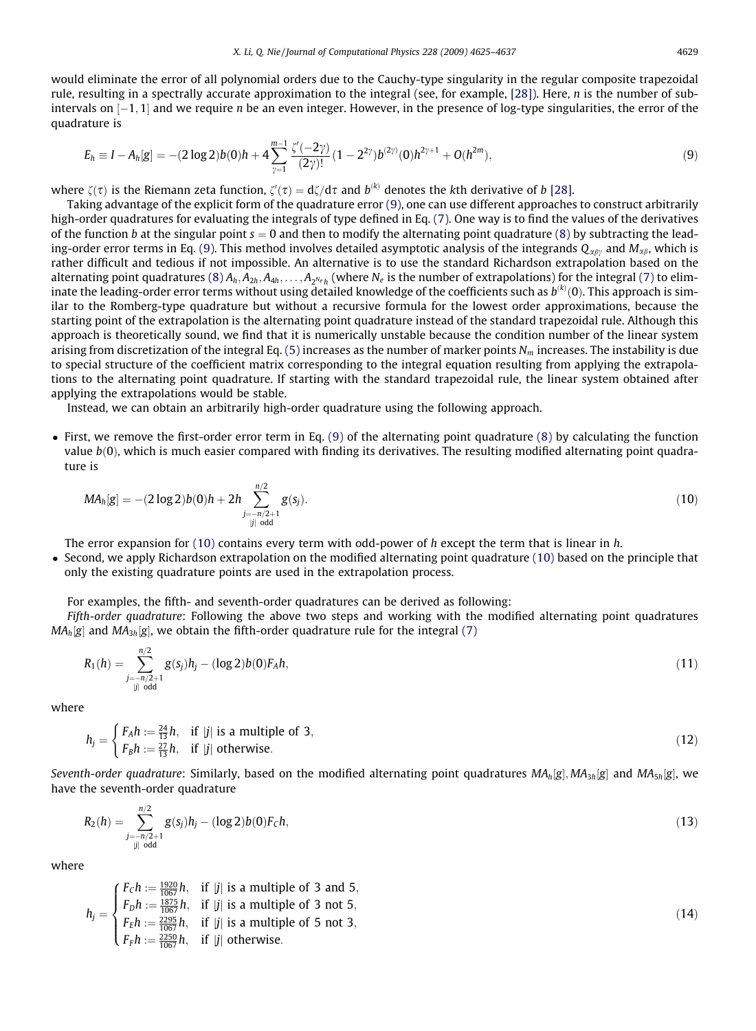would eliminate the error of all polynomial orders due to the Cauchy-type singularity in the regular composite trapezoidal rule, resulting in a spectrally accurate approximation to the integral (see, for example, [28]). Here, $n$ is the number of subintervals on $[-1,1]$ and we require $n$ be an even integer. However, in the presence of log-type singularities, the error of the quadrature is

$$E_h \equiv I - A_h[g] = -(2\log 2)b(0)h + 4\sum_{\gamma=1}^{m-1}\frac{\zeta'(-2\gamma)}{(2\gamma)!}(1-2^{2\gamma})b^{(2\gamma)}(0)h^{2\gamma+1} + O(h^{2m}), \tag{9}$$

where $\zeta(\tau)$ is the Riemann zeta function, $\zeta'(\tau) = \mathrm{d}\zeta/\mathrm{d}\tau$ and $b^{(k)}$ denotes the $k$th derivative of $b$ [28].

Taking advantage of the explicit form of the quadrature error (9), one can use different approaches to construct arbitrarily high-order quadratures for evaluating the integrals of type defined in Eq. (7). One way is to find the values of the derivatives of the function $b$ at the singular point $s = 0$ and then to modify the alternating point quadrature (8) by subtracting the leading-order error terms in Eq. (9). This method involves detailed asymptotic analysis of the integrands $Q_{\alpha\beta\gamma}$ and $M_{\alpha\beta}$, which is rather difficult and tedious if not impossible. An alternative is to use the standard Richardson extrapolation based on the alternating point quadratures (8) $A_h, A_{2h}, A_{4h}, \ldots, A_{2^{N_e}h}$ (where $N_e$ is the number of extrapolations) for the integral (7) to eliminate the leading-order error terms without using detailed knowledge of the coefficients such as $b^{(k)}(0)$. This approach is similar to the Romberg-type quadrature but without a recursive formula for the lowest order approximations, because the starting point of the extrapolation is the alternating point quadrature instead of the standard trapezoidal rule. Although this approach is theoretically sound, we find that it is numerically unstable because the condition number of the linear system arising from discretization of the integral Eq. (5) increases as the number of marker points $N_m$ increases. The instability is due to special structure of the coefficient matrix corresponding to the integral equation resulting from applying the extrapolations to the alternating point quadrature. If starting with the standard trapezoidal rule, the linear system obtained after applying the extrapolations would be stable.

Instead, we can obtain an arbitrarily high-order quadrature using the following approach.

- First, we remove the first-order error term in Eq. (9) of the alternating point quadrature (8) by calculating the function value $b(0)$, which is much easier compared with finding its derivatives. The resulting modified alternating point quadrature is

$$MA_h[g] = -(2\log 2)b(0)h + 2h\sum_{\substack{j=-n/2+1\\ |j|\ \text{odd}}}^{n/2} g(s_j). \tag{10}$$

  The error expansion for (10) contains every term with odd-power of $h$ except the term that is linear in $h$.
- Second, we apply Richardson extrapolation on the modified alternating point quadrature (10) based on the principle that only the existing quadrature points are used in the extrapolation process.

For examples, the fifth- and seventh-order quadratures can be derived as following:

*Fifth-order quadrature*: Following the above two steps and working with the modified alternating point quadratures $MA_h[g]$ and $MA_{3h}[g]$, we obtain the fifth-order quadrature rule for the integral (7)

$$R_1(h) = \sum_{\substack{j=-n/2+1\\ |j|\ \text{odd}}}^{n/2} g(s_j)h_j - (\log 2)b(0)F_A h, \tag{11}$$

where

$$h_j = \begin{cases} F_A h := \frac{24}{13}h, & \text{if } |j| \text{ is a multiple of } 3,\\ F_B h := \frac{27}{13}h, & \text{if } |j| \text{ otherwise}. \end{cases} \tag{12}$$

*Seventh-order quadrature*: Similarly, based on the modified alternating point quadratures $MA_h[g], MA_{3h}[g]$ and $MA_{5h}[g]$, we have the seventh-order quadrature

$$R_2(h) = \sum_{\substack{j=-n/2+1\\ |j|\ \text{odd}}}^{n/2} g(s_j)h_j - (\log 2)b(0)F_C h, \tag{13}$$

where

$$h_j = \begin{cases} F_C h := \frac{1920}{1067}h, & \text{if } |j| \text{ is a multiple of 3 and 5},\\ F_D h := \frac{1875}{1067}h, & \text{if } |j| \text{ is a multiple of 3 not 5},\\ F_E h := \frac{2295}{1067}h, & \text{if } |j| \text{ is a multiple of 5 not 3},\\ F_F h := \frac{2250}{1067}h, & \text{if } |j| \text{ otherwise}. \end{cases} \tag{14}$$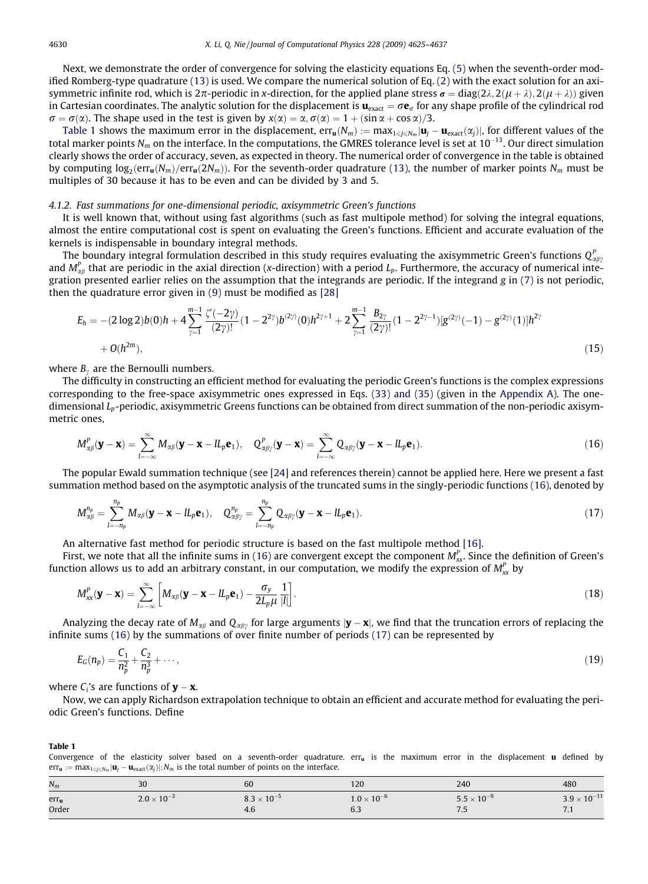Next, we demonstrate the order of convergence for solving the elasticity equations Eq. (5) when the seventh-order modified Romberg-type quadrature (13) is used. We compare the numerical solution of Eq. (2) with the exact solution for an axisymmetric infinite rod, which is $2\pi$-periodic in $x$-direction, for the applied plane stress $\boldsymbol{\sigma} = \mathrm{diag}(2\lambda, 2(\mu+\lambda), 2(\mu+\lambda))$ given in Cartesian coordinates. The analytic solution for the displacement is $\mathbf{u}_{\mathrm{exact}} = \sigma \mathbf{e}_\sigma$ for any shape profile of the cylindrical rod $\sigma = \sigma(\alpha)$. The shape used in the test is given by $x(\alpha) = \alpha, \sigma(\alpha) = 1 + (\sin\alpha + \cos\alpha)/3$.

Table 1 shows the maximum error in the displacement, $\mathrm{err}_{\mathbf{u}}(N_m) := \max_{1 \leqslant j \leqslant N_m} |\mathbf{u}_j - \mathbf{u}_{\mathrm{exact}}(\alpha_j)|$, for different values of the total marker points $N_m$ on the interface. In the computations, the GMRES tolerance level is set at $10^{-13}$. Our direct simulation clearly shows the order of accuracy, seven, as expected in theory. The numerical order of convergence in the table is obtained by computing $\log_2(\mathrm{err}_{\mathbf{u}}(N_m)/\mathrm{err}_{\mathbf{u}}(2N_m))$. For the seventh-order quadrature (13), the number of marker points $N_m$ must be multiples of 30 because it has to be even and can be divided by 3 and 5.

#### 4.1.2. Fast summations for one-dimensional periodic, axisymmetric Green's functions

It is well known that, without using fast algorithms (such as fast multipole method) for solving the integral equations, almost the entire computational cost is spent on evaluating the Green's functions. Efficient and accurate evaluation of the kernels is indispensable in boundary integral methods.

The boundary integral formulation described in this study requires evaluating the axisymmetric Green's functions $Q^P_{\alpha\beta\gamma}$ and $M^P_{\alpha\beta}$ that are periodic in the axial direction ($x$-direction) with a period $L_p$. Furthermore, the accuracy of numerical integration presented earlier relies on the assumption that the integrands are periodic. If the integrand $g$ in (7) is not periodic, then the quadrature error given in (9) must be modified as [28]

$$E_h = -(2\log 2)b(0)h + 4\sum_{\gamma=1}^{m-1}\frac{\zeta'(-2\gamma)}{(2\gamma)!}(1-2^{2\gamma})b^{(2\gamma)}(0)h^{2\gamma+1} + 2\sum_{\gamma=1}^{m-1}\frac{B_{2\gamma}}{(2\gamma)!}(1-2^{2\gamma-1})[g^{(2\gamma)}(-1) - g^{(2\gamma)}(1)]h^{2\gamma} + O(h^{2m}), \tag{15}$$

where $B_\gamma$ are the Bernoulli numbers.

The difficulty in constructing an efficient method for evaluating the periodic Green's functions is the complex expressions corresponding to the free-space axisymmetric ones expressed in Eqs. (33) and (35) (given in the Appendix A). The one-dimensional $L_p$-periodic, axisymmetric Greens functions can be obtained from direct summation of the non-periodic axisymmetric ones,

$$M^P_{\alpha\beta}(\mathbf{y}-\mathbf{x}) = \sum_{l=-\infty}^{\infty} M_{\alpha\beta}(\mathbf{y}-\mathbf{x}-lL_p\mathbf{e}_1), \quad Q^P_{\alpha\beta\gamma}(\mathbf{y}-\mathbf{x}) = \sum_{l=-\infty}^{\infty} Q_{\alpha\beta\gamma}(\mathbf{y}-\mathbf{x}-lL_p\mathbf{e}_1). \tag{16}$$

The popular Ewald summation technique (see [24] and references therein) cannot be applied here. Here we present a fast summation method based on the asymptotic analysis of the truncated sums in the singly-periodic functions (16), denoted by

$$M^{n_p}_{\alpha\beta} = \sum_{l=-n_p}^{n_p} M_{\alpha\beta}(\mathbf{y}-\mathbf{x}-lL_p\mathbf{e}_1), \quad Q^{n_p}_{\alpha\beta\gamma} = \sum_{l=-n_p}^{n_p} Q_{\alpha\beta\gamma}(\mathbf{y}-\mathbf{x}-lL_p\mathbf{e}_1). \tag{17}$$

An alternative fast method for periodic structure is based on the fast multipole method [16].

First, we note that all the infinite sums in (16) are convergent except the component $M^P_{xx}$. Since the definition of Green's function allows us to add an arbitrary constant, in our computation, we modify the expression of $M^P_{xx}$ by

$$M^P_{xx}(\mathbf{y}-\mathbf{x}) = \sum_{l=-\infty}^{\infty}\left[M_{\alpha\beta}(\mathbf{y}-\mathbf{x}-lL_p\mathbf{e}_1) - \frac{\sigma_y}{2L_p\mu}\frac{1}{|l|}\right]. \tag{18}$$

Analyzing the decay rate of $M_{\alpha\beta}$ and $Q_{\alpha\beta\gamma}$ for large arguments $|\mathbf{y}-\mathbf{x}|$, we find that the truncation errors of replacing the infinite sums (16) by the summations of over finite number of periods (17) can be represented by

$$E_G(n_p) = \frac{C_1}{n_p^2} + \frac{C_2}{n_p^3} + \cdots, \tag{19}$$

where $C_i$'s are functions of $\mathbf{y}-\mathbf{x}$.

Now, we can apply Richardson extrapolation technique to obtain an efficient and accurate method for evaluating the periodic Green's functions. Define

**Table 1**
Convergence of the elasticity solver based on a seventh-order quadrature. $\mathrm{err}_{\mathbf{u}}$ is the maximum error in the displacement $\mathbf{u}$ defined by $\mathrm{err}_{\mathbf{u}} := \max_{1 \leqslant j \leqslant N_m} |\mathbf{u}_j - \mathbf{u}_{\mathrm{exact}}(\alpha_j)|$; $N_m$ is the total number of points on the interface.

| $N_m$ | 30 | 60 | 120 | 240 | 480 |
|---|---|---|---|---|---|
| $\mathrm{err}_{\mathbf{u}}$ | $2.0 \times 10^{-3}$ | $8.3 \times 10^{-5}$ | $1.0 \times 10^{-6}$ | $5.5 \times 10^{-9}$ | $3.9 \times 10^{-11}$ |
| Order | | 4.6 | 6.3 | 7.5 | 7.1 |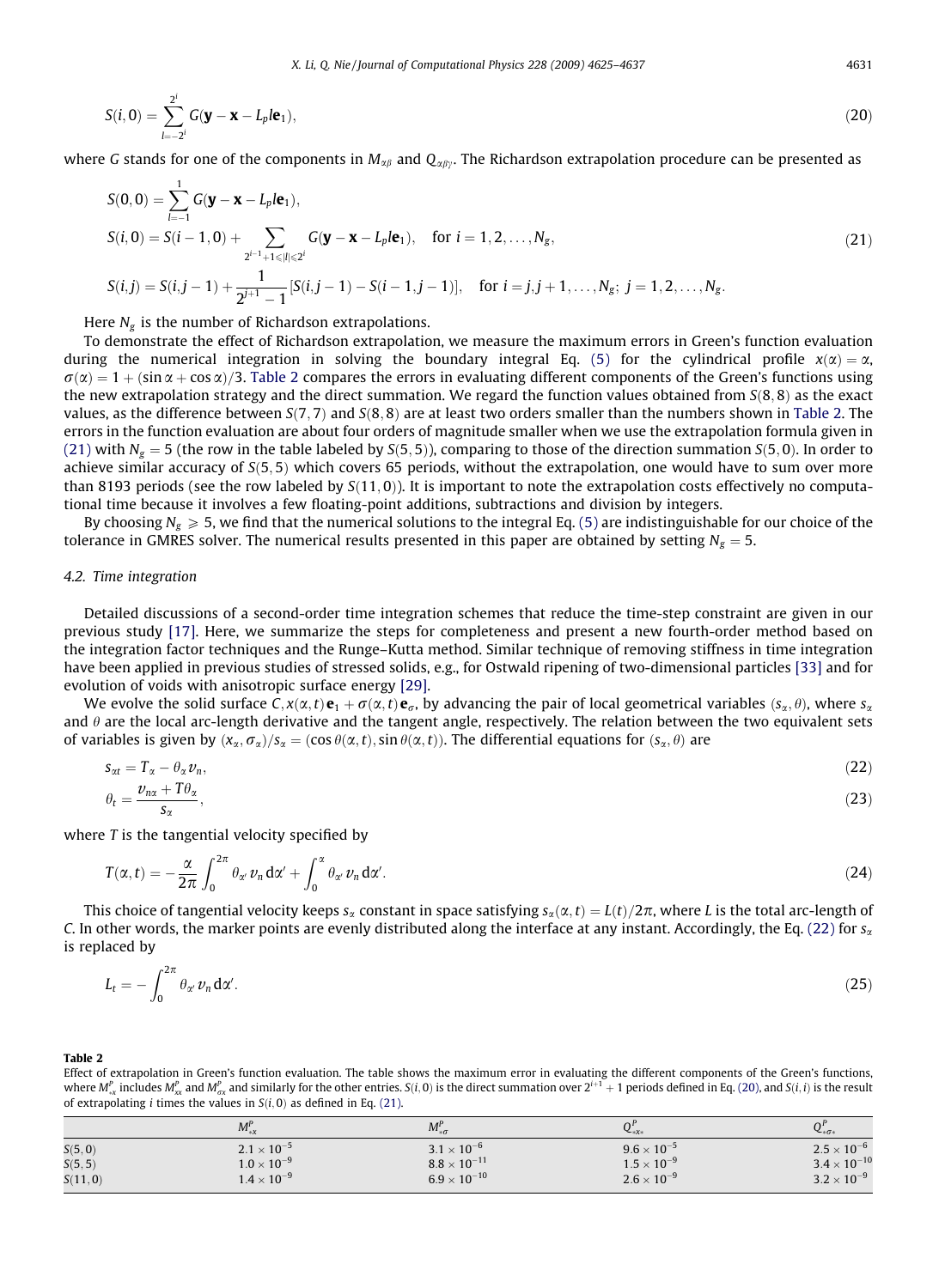$$S(i,0) = \sum_{l=-2^i}^{2^i} G(\mathbf{y} - \mathbf{x} - L_p l \mathbf{e}_1), \tag{20}$$

where $G$ stands for one of the components in $M_{\alpha\beta}$ and $Q_{\alpha\beta\gamma}$. The Richardson extrapolation procedure can be presented as

$$\begin{aligned}
S(0,0) &= \sum_{l=-1}^{1} G(\mathbf{y} - \mathbf{x} - L_p l \mathbf{e}_1), \\
S(i,0) &= S(i-1,0) + \sum_{2^{i-1}+1 \leqslant |l| \leqslant 2^i} G(\mathbf{y} - \mathbf{x} - L_p l \mathbf{e}_1), \quad \text{for } i = 1, 2, \ldots, N_g, \\
S(i,j) &= S(i,j-1) + \frac{1}{2^{j+1} - 1}[S(i,j-1) - S(i-1,j-1)], \quad \text{for } i = j, j+1, \ldots, N_g;\ j = 1, 2, \ldots, N_g.
\end{aligned} \tag{21}$$

Here $N_g$ is the number of Richardson extrapolations.

To demonstrate the effect of Richardson extrapolation, we measure the maximum errors in Green's function evaluation during the numerical integration in solving the boundary integral Eq. (5) for the cylindrical profile $x(\alpha) = \alpha$, $\sigma(\alpha) = 1 + (\sin\alpha + \cos\alpha)/3$. Table 2 compares the errors in evaluating different components of the Green's functions using the new extrapolation strategy and the direct summation. We regard the function values obtained from $S(8,8)$ as the exact values, as the difference between $S(7,7)$ and $S(8,8)$ are at least two orders smaller than the numbers shown in Table 2. The errors in the function evaluation are about four orders of magnitude smaller when we use the extrapolation formula given in (21) with $N_g = 5$ (the row in the table labeled by $S(5,5)$), comparing to those of the direction summation $S(5,0)$. In order to achieve similar accuracy of $S(5,5)$ which covers 65 periods, without the extrapolation, one would have to sum over more than 8193 periods (see the row labeled by $S(11,0)$). It is important to note the extrapolation costs effectively no computational time because it involves a few floating-point additions, subtractions and division by integers.

By choosing $N_g \geqslant 5$, we find that the numerical solutions to the integral Eq. (5) are indistinguishable for our choice of the tolerance in GMRES solver. The numerical results presented in this paper are obtained by setting $N_g = 5$.

### 4.2. Time integration

Detailed discussions of a second-order time integration schemes that reduce the time-step constraint are given in our previous study [17]. Here, we summarize the steps for completeness and present a new fourth-order method based on the integration factor techniques and the Runge–Kutta method. Similar technique of removing stiffness in time integration have been applied in previous studies of stressed solids, e.g., for Ostwald ripening of two-dimensional particles [33] and for evolution of voids with anisotropic surface energy [29].

We evolve the solid surface $C, x(\alpha,t)\mathbf{e}_1 + \sigma(\alpha,t)\mathbf{e}_\sigma$, by advancing the pair of local geometrical variables $(s_\alpha, \theta)$, where $s_\alpha$ and $\theta$ are the local arc-length derivative and the tangent angle, respectively. The relation between the two equivalent sets of variables is given by $(x_\alpha, \sigma_\alpha)/s_\alpha = (\cos\theta(\alpha,t), \sin\theta(\alpha,t))$. The differential equations for $(s_\alpha, \theta)$ are

$$s_{\alpha t} = T_\alpha - \theta_\alpha v_n, \tag{22}$$

$$\theta_t = \frac{v_{n\alpha} + T\theta_\alpha}{s_\alpha}, \tag{23}$$

where $T$ is the tangential velocity specified by

$$T(\alpha,t) = -\frac{\alpha}{2\pi}\int_0^{2\pi} \theta_{\alpha'} v_n \, d\alpha' + \int_0^{\alpha} \theta_{\alpha'} v_n \, d\alpha'. \tag{24}$$

This choice of tangential velocity keeps $s_\alpha$ constant in space satisfying $s_\alpha(\alpha,t) = L(t)/2\pi$, where $L$ is the total arc-length of $C$. In other words, the marker points are evenly distributed along the interface at any instant. Accordingly, the Eq. (22) for $s_\alpha$ is replaced by

$$L_t = -\int_0^{2\pi} \theta_{\alpha'} v_n \, d\alpha'. \tag{25}$$

**Table 2**
Effect of extrapolation in Green's function evaluation. The table shows the maximum error in evaluating the different components of the Green's functions, where $M^P_{*x}$ includes $M^P_{xx}$ and $M^P_{\sigma x}$ and similarly for the other entries. $S(i,0)$ is the direct summation over $2^{i+1}+1$ periods defined in Eq. (20), and $S(i,i)$ is the result of extrapolating $i$ times the values in $S(i,0)$ as defined in Eq. (21).

| | $M^P_{*x}$ | $M^P_{*\sigma}$ | $Q^P_{*x*}$ | $Q^P_{*\sigma*}$ |
|---|---|---|---|---|
| $S(5,0)$ | $2.1 \times 10^{-5}$ | $3.1 \times 10^{-6}$ | $9.6 \times 10^{-5}$ | $2.5 \times 10^{-6}$ |
| $S(5,5)$ | $1.0 \times 10^{-9}$ | $8.8 \times 10^{-11}$ | $1.5 \times 10^{-9}$ | $3.4 \times 10^{-10}$ |
| $S(11,0)$ | $1.4 \times 10^{-9}$ | $6.9 \times 10^{-10}$ | $2.6 \times 10^{-9}$ | $3.2 \times 10^{-9}$ |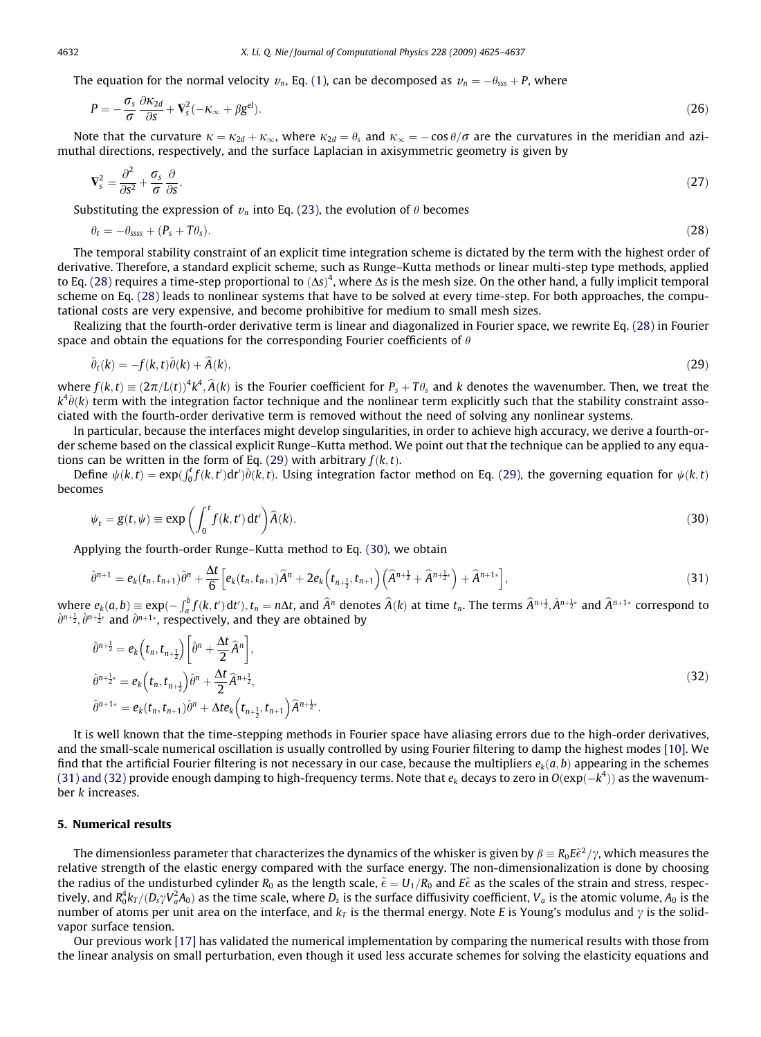The equation for the normal velocity $v_n$, Eq. (1), can be decomposed as $v_n = -\theta_{sss} + P$, where

$$P = -\frac{\sigma_s}{\sigma}\frac{\partial \kappa_{2d}}{\partial s} + \nabla_s^2(-\kappa_\infty + \beta g^{el}). \tag{26}$$

Note that the curvature $\kappa = \kappa_{2d} + \kappa_\infty$, where $\kappa_{2d} = \theta_s$ and $\kappa_\infty = -\cos\theta/\sigma$ are the curvatures in the meridian and azimuthal directions, respectively, and the surface Laplacian in axisymmetric geometry is given by

$$\nabla_s^2 = \frac{\partial^2}{\partial s^2} + \frac{\sigma_s}{\sigma}\frac{\partial}{\partial s}. \tag{27}$$

Substituting the expression of $v_n$ into Eq. (23), the evolution of $\theta$ becomes

$$\theta_t = -\theta_{ssss} + (P_s + T\theta_s). \tag{28}$$

The temporal stability constraint of an explicit time integration scheme is dictated by the term with the highest order of derivative. Therefore, a standard explicit scheme, such as Runge–Kutta methods or linear multi-step type methods, applied to Eq. (28) requires a time-step proportional to $(\Delta s)^4$, where $\Delta s$ is the mesh size. On the other hand, a fully implicit temporal scheme on Eq. (28) leads to nonlinear systems that have to be solved at every time-step. For both approaches, the computational costs are very expensive, and become prohibitive for medium to small mesh sizes.

Realizing that the fourth-order derivative term is linear and diagonalized in Fourier space, we rewrite Eq. (28) in Fourier space and obtain the equations for the corresponding Fourier coefficients of $\theta$

$$\hat{\theta}_t(k) = -f(k,t)\hat{\theta}(k) + \widehat{A}(k), \tag{29}$$

where $f(k,t) \equiv (2\pi/L(t))^4 k^4$, $\widehat{A}(k)$ is the Fourier coefficient for $P_s + T\theta_s$ and $k$ denotes the wavenumber. Then, we treat the $k^4\hat{\theta}(k)$ term with the integration factor technique and the nonlinear term explicitly such that the stability constraint associated with the fourth-order derivative term is removed without the need of solving any nonlinear systems.

In particular, because the interfaces might develop singularities, in order to achieve high accuracy, we derive a fourth-order scheme based on the classical explicit Runge–Kutta method. We point out that the technique can be applied to any equations can be written in the form of Eq. (29) with arbitrary $f(k,t)$.

Define $\psi(k,t) = \exp(\int_0^t f(k,t')\mathrm{d}t')\hat{\theta}(k,t)$. Using integration factor method on Eq. (29), the governing equation for $\psi(k,t)$ becomes

$$\psi_t = g(t,\psi) \equiv \exp\left(\int_0^t f(k,t')\,\mathrm{d}t'\right)\widehat{A}(k). \tag{30}$$

Applying the fourth-order Runge–Kutta method to Eq. (30), we obtain

$$\hat{\theta}^{n+1} = e_k(t_n,t_{n+1})\hat{\theta}^n + \frac{\Delta t}{6}\left[e_k(t_n,t_{n+1})\widehat{A}^n + 2e_k\left(t_{n+\frac{1}{2}},t_{n+1}\right)\left(\widehat{A}^{n+\frac{1}{2}} + \widehat{A}^{n+\frac{1}{2}*}\right) + \widehat{A}^{n+1*}\right], \tag{31}$$

where $e_k(a,b) \equiv \exp(-\int_a^b f(k,t')\mathrm{d}t')$, $t_n = n\Delta t$, and $\widehat{A}^n$ denotes $\widehat{A}(k)$ at time $t_n$. The terms $\widehat{A}^{n+\frac{1}{2}}, \widehat{A}^{n+\frac{1}{2}*}$ and $\widehat{A}^{n+1*}$ correspond to $\hat{\theta}^{n+\frac{1}{2}}, \hat{\theta}^{n+\frac{1}{2}*}$ and $\hat{\theta}^{n+1*}$, respectively, and they are obtained by

$$\begin{aligned}
\hat{\theta}^{n+\frac{1}{2}} &= e_k\left(t_n,t_{n+\frac{1}{2}}\right)\left[\hat{\theta}^n + \frac{\Delta t}{2}\widehat{A}^n\right],\\
\hat{\theta}^{n+\frac{1}{2}*} &= e_k\left(t_n,t_{n+\frac{1}{2}}\right)\hat{\theta}^n + \frac{\Delta t}{2}\widehat{A}^{n+\frac{1}{2}},\\
\hat{\theta}^{n+1*} &= e_k(t_n,t_{n+1})\hat{\theta}^n + \Delta t e_k\left(t_{n+\frac{1}{2}},t_{n+1}\right)\widehat{A}^{n+\frac{1}{2}*}.
\end{aligned} \tag{32}$$

It is well known that the time-stepping methods in Fourier space have aliasing errors due to the high-order derivatives, and the small-scale numerical oscillation is usually controlled by using Fourier filtering to damp the highest modes [10]. We find that the artificial Fourier filtering is not necessary in our case, because the multipliers $e_k(a,b)$ appearing in the schemes (31) and (32) provide enough damping to high-frequency terms. Note that $e_k$ decays to zero in $O(\exp(-k^4))$ as the wavenumber $k$ increases.

## 5. Numerical results

The dimensionless parameter that characterizes the dynamics of the whisker is given by $\beta \equiv R_0 E\tilde{\epsilon}^2/\gamma$, which measures the relative strength of the elastic energy compared with the surface energy. The non-dimensionalization is done by choosing the radius of the undisturbed cylinder $R_0$ as the length scale, $\tilde{\epsilon} = U_1/R_0$ and $E\tilde{\epsilon}$ as the scales of the strain and stress, respectively, and $R_0^4 k_T/(D_s\gamma V_a^2 A_0)$ as the time scale, where $D_s$ is the surface diffusivity coefficient, $V_a$ is the atomic volume, $A_0$ is the number of atoms per unit area on the interface, and $k_T$ is the thermal energy. Note $E$ is Young's modulus and $\gamma$ is the solid-vapor surface tension.

Our previous work [17] has validated the numerical implementation by comparing the numerical results with those from the linear analysis on small perturbation, even though it used less accurate schemes for solving the elasticity equations and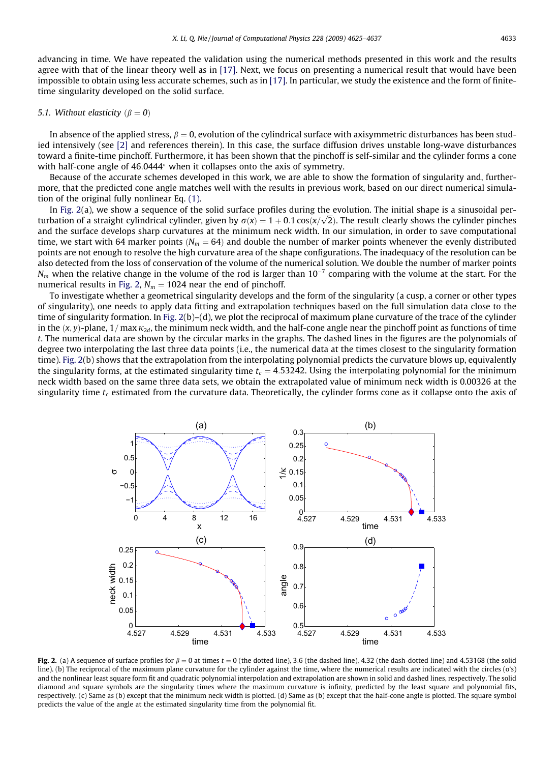advancing in time. We have repeated the validation using the numerical methods presented in this work and the results agree with that of the linear theory well as in [17]. Next, we focus on presenting a numerical result that would have been impossible to obtain using less accurate schemes, such as in [17]. In particular, we study the existence and the form of finite-time singularity developed on the solid surface.

### 5.1. Without elasticity ($\beta = 0$)

In absence of the applied stress, $\beta = 0$, evolution of the cylindrical surface with axisymmetric disturbances has been studied intensively (see [2] and references therein). In this case, the surface diffusion drives unstable long-wave disturbances toward a finite-time pinchoff. Furthermore, it has been shown that the pinchoff is self-similar and the cylinder forms a cone with half-cone angle of 46.0444° when it collapses onto the axis of symmetry.

Because of the accurate schemes developed in this work, we are able to show the formation of singularity and, furthermore, that the predicted cone angle matches well with the results in previous work, based on our direct numerical simulation of the original fully nonlinear Eq. (1).

In Fig. 2(a), we show a sequence of the solid surface profiles during the evolution. The initial shape is a sinusoidal perturbation of a straight cylindrical cylinder, given by $\sigma(x) = 1 + 0.1\cos(x/\sqrt{2})$. The result clearly shows the cylinder pinches and the surface develops sharp curvatures at the minimum neck width. In our simulation, in order to save computational time, we start with 64 marker points ($N_m = 64$) and double the number of marker points whenever the evenly distributed points are not enough to resolve the high curvature area of the shape configurations. The inadequacy of the resolution can be also detected from the loss of conservation of the volume of the numerical solution. We double the number of marker points $N_m$ when the relative change in the volume of the rod is larger than $10^{-7}$ comparing with the volume at the start. For the numerical results in Fig. 2, $N_m = 1024$ near the end of pinchoff.

To investigate whether a geometrical singularity develops and the form of the singularity (a cusp, a corner or other types of singularity), one needs to apply data fitting and extrapolation techniques based on the full simulation data close to the time of singularity formation. In Fig. 2(b)–(d), we plot the reciprocal of maximum plane curvature of the trace of the cylinder in the $(x, y)$-plane, $1/\max\kappa_{2d}$, the minimum neck width, and the half-cone angle near the pinchoff point as functions of time $t$. The numerical data are shown by the circular marks in the graphs. The dashed lines in the figures are the polynomials of degree two interpolating the last three data points (i.e., the numerical data at the times closest to the singularity formation time). Fig. 2(b) shows that the extrapolation from the interpolating polynomial predicts the curvature blows up, equivalently the singularity forms, at the estimated singularity time $t_c = 4.53242$. Using the interpolating polynomial for the minimum neck width based on the same three data sets, we obtain the extrapolated value of minimum neck width is 0.00326 at the singularity time $t_c$ estimated from the curvature data. Theoretically, the cylinder forms cone as it collapse onto the axis of

**Fig. 2.** (a) A sequence of surface profiles for $\beta = 0$ at times $t = 0$ (the dotted line), 3.6 (the dashed line), 4.32 (the dash-dotted line) and 4.53168 (the solid line). (b) The reciprocal of the maximum plane curvature for the cylinder against the time, where the numerical results are indicated with the circles (o's) and the nonlinear least square form fit and quadratic polynomial interpolation and extrapolation are shown in solid and dashed lines, respectively. The solid diamond and square symbols are the singularity times where the maximum curvature is infinity, predicted by the least square and polynomial fits, respectively. (c) Same as (b) except that the minimum neck width is plotted. (d) Same as (b) except that the half-cone angle is plotted. The square symbol predicts the value of the angle at the estimated singularity time from the polynomial fit.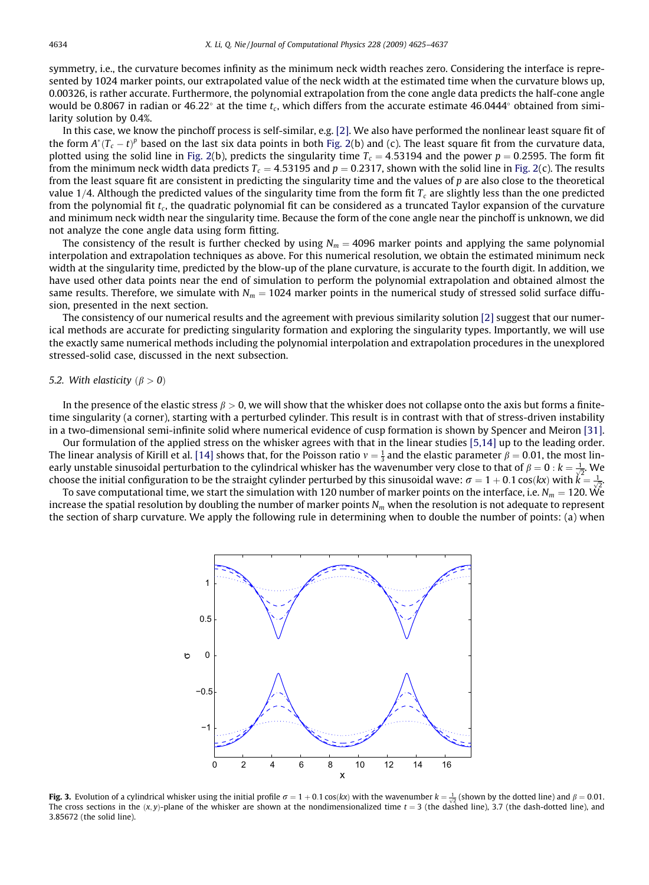symmetry, i.e., the curvature becomes infinity as the minimum neck width reaches zero. Considering the interface is represented by 1024 marker points, our extrapolated value of the neck width at the estimated time when the curvature blows up, 0.00326, is rather accurate. Furthermore, the polynomial extrapolation from the cone angle data predicts the half-cone angle would be 0.8067 in radian or 46.22° at the time $t_c$, which differs from the accurate estimate 46.0444° obtained from similarity solution by 0.4%.

In this case, we know the pinchoff process is self-similar, e.g. [2]. We also have performed the nonlinear least square fit of the form $A^*(T_c - t)^p$ based on the last six data points in both Fig. 2(b) and (c). The least square fit from the curvature data, plotted using the solid line in Fig. 2(b), predicts the singularity time $T_c = 4.53194$ and the power $p = 0.2595$. The form fit from the minimum neck width data predicts $T_c = 4.53195$ and $p = 0.2317$, shown with the solid line in Fig. 2(c). The results from the least square fit are consistent in predicting the singularity time and the values of $p$ are also close to the theoretical value 1/4. Although the predicted values of the singularity time from the form fit $T_c$ are slightly less than the one predicted from the polynomial fit $t_c$, the quadratic polynomial fit can be considered as a truncated Taylor expansion of the curvature and minimum neck width near the singularity time. Because the form of the cone angle near the pinchoff is unknown, we did not analyze the cone angle data using form fitting.

The consistency of the result is further checked by using $N_m = 4096$ marker points and applying the same polynomial interpolation and extrapolation techniques as above. For this numerical resolution, we obtain the estimated minimum neck width at the singularity time, predicted by the blow-up of the plane curvature, is accurate to the fourth digit. In addition, we have used other data points near the end of simulation to perform the polynomial extrapolation and obtained almost the same results. Therefore, we simulate with $N_m = 1024$ marker points in the numerical study of stressed solid surface diffusion, presented in the next section.

The consistency of our numerical results and the agreement with previous similarity solution [2] suggest that our numerical methods are accurate for predicting singularity formation and exploring the singularity types. Importantly, we will use the exactly same numerical methods including the polynomial interpolation and extrapolation procedures in the unexplored stressed-solid case, discussed in the next subsection.

### 5.2. With elasticity ($\beta > 0$)

In the presence of the elastic stress $\beta > 0$, we will show that the whisker does not collapse onto the axis but forms a finite-time singularity (a corner), starting with a perturbed cylinder. This result is in contrast with that of stress-driven instability in a two-dimensional semi-infinite solid where numerical evidence of cusp formation is shown by Spencer and Meiron [31].

Our formulation of the applied stress on the whisker agrees with that in the linear studies [5,14] up to the leading order. The linear analysis of Kirill et al. [14] shows that, for the Poisson ratio $\nu = \frac{1}{3}$ and the elastic parameter $\beta = 0.01$, the most linearly unstable sinusoidal perturbation to the cylindrical whisker has the wavenumber very close to that of $\beta = 0 : k = \frac{1}{\sqrt{2}}$. We choose the initial configuration to be the straight cylinder perturbed by this sinusoidal wave: $\sigma = 1 + 0.1\cos(kx)$ with $k = \frac{1}{\sqrt{2}}$.

To save computational time, we start the simulation with 120 number of marker points on the interface, i.e. $N_m = 120$. We increase the spatial resolution by doubling the number of marker points $N_m$ when the resolution is not adequate to represent the section of sharp curvature. We apply the following rule in determining when to double the number of points: (a) when

**Fig. 3.** Evolution of a cylindrical whisker using the initial profile $\sigma = 1 + 0.1\cos(kx)$ with the wavenumber $k = \frac{1}{\sqrt{2}}$ (shown by the dotted line) and $\beta = 0.01$. The cross sections in the $(x, y)$-plane of the whisker are shown at the nondimensionalized time $t = 3$ (the dashed line), 3.7 (the dash-dotted line), and 3.85672 (the solid line).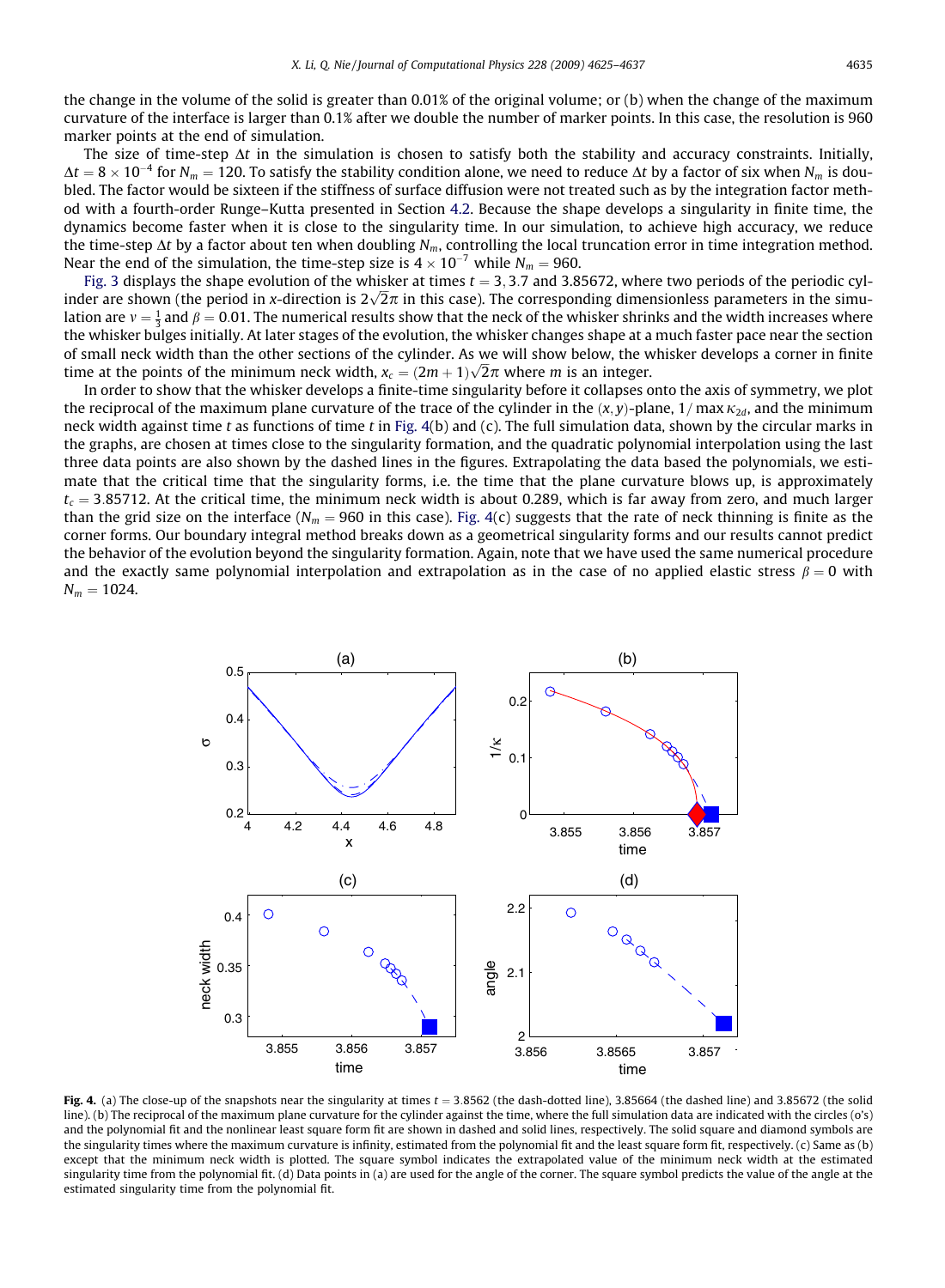the change in the volume of the solid is greater than 0.01% of the original volume; or (b) when the change of the maximum curvature of the interface is larger than 0.1% after we double the number of marker points. In this case, the resolution is 960 marker points at the end of simulation.

The size of time-step $\Delta t$ in the simulation is chosen to satisfy both the stability and accuracy constraints. Initially, $\Delta t = 8 \times 10^{-4}$ for $N_m = 120$. To satisfy the stability condition alone, we need to reduce $\Delta t$ by a factor of six when $N_m$ is doubled. The factor would be sixteen if the stiffness of surface diffusion were not treated such as by the integration factor method with a fourth-order Runge–Kutta presented in Section 4.2. Because the shape develops a singularity in finite time, the dynamics become faster when it is close to the singularity time. In our simulation, to achieve high accuracy, we reduce the time-step $\Delta t$ by a factor about ten when doubling $N_m$, controlling the local truncation error in time integration method. Near the end of the simulation, the time-step size is $4 \times 10^{-7}$ while $N_m = 960$.

Fig. 3 displays the shape evolution of the whisker at times $t = 3, 3.7$ and $3.85672$, where two periods of the periodic cylinder are shown (the period in $x$-direction is $2\sqrt{2}\pi$ in this case). The corresponding dimensionless parameters in the simulation are $\nu = \frac{1}{3}$ and $\beta = 0.01$. The numerical results show that the neck of the whisker shrinks and the width increases where the whisker bulges initially. At later stages of the evolution, the whisker changes shape at a much faster pace near the section of small neck width than the other sections of the cylinder. As we will show below, the whisker develops a corner in finite time at the points of the minimum neck width, $x_c = (2m+1)\sqrt{2}\pi$ where $m$ is an integer.

In order to show that the whisker develops a finite-time singularity before it collapses onto the axis of symmetry, we plot the reciprocal of the maximum plane curvature of the trace of the cylinder in the $(x, y)$-plane, $1/\max \kappa_{2d}$, and the minimum neck width against time $t$ as functions of time $t$ in Fig. 4(b) and (c). The full simulation data, shown by the circular marks in the graphs, are chosen at times close to the singularity formation, and the quadratic polynomial interpolation using the last three data points are also shown by the dashed lines in the figures. Extrapolating the data based the polynomials, we estimate that the critical time that the singularity forms, i.e. the time that the plane curvature blows up, is approximately $t_c = 3.85712$. At the critical time, the minimum neck width is about 0.289, which is far away from zero, and much larger than the grid size on the interface ($N_m = 960$ in this case). Fig. 4(c) suggests that the rate of neck thinning is finite as the corner forms. Our boundary integral method breaks down as a geometrical singularity forms and our results cannot predict the behavior of the evolution beyond the singularity formation. Again, note that we have used the same numerical procedure and the exactly same polynomial interpolation and extrapolation as in the case of no applied elastic stress $\beta = 0$ with $N_m = 1024$.

**Fig. 4.** (a) The close-up of the snapshots near the singularity at times $t = 3.8562$ (the dash-dotted line), 3.85664 (the dashed line) and 3.85672 (the solid line). (b) The reciprocal of the maximum plane curvature for the cylinder against the time, where the full simulation data are indicated with the circles (o's) and the polynomial fit and the nonlinear least square form fit are shown in dashed and solid lines, respectively. The solid square and diamond symbols are the singularity times where the maximum curvature is infinity, estimated from the polynomial fit and the least square form fit, respectively. (c) Same as (b) except that the minimum neck width is plotted. The square symbol indicates the extrapolated value of the minimum neck width at the estimated singularity time from the polynomial fit. (d) Data points in (a) are used for the angle of the corner. The square symbol predicts the value of the angle at the estimated singularity time from the polynomial fit.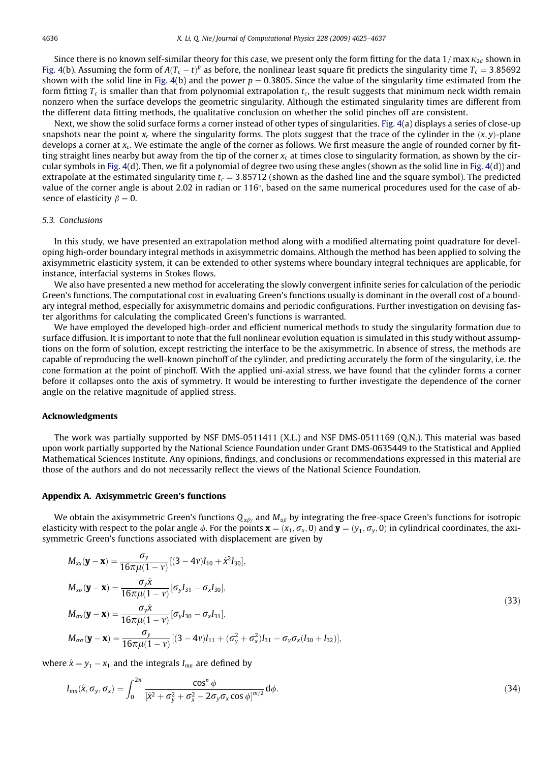Since there is no known self-similar theory for this case, we present only the form fitting for the data $1/\max\kappa_{2d}$ shown in Fig. 4(b). Assuming the form of $A(T_c - t)^p$ as before, the nonlinear least square fit predicts the singularity time $T_c = 3.85692$ shown with the solid line in Fig. 4(b) and the power $p = 0.3805$. Since the value of the singularity time estimated from the form fitting $T_c$ is smaller than that from polynomial extrapolation $t_c$, the result suggests that minimum neck width remain nonzero when the surface develops the geometric singularity. Although the estimated singularity times are different from the different data fitting methods, the qualitative conclusion on whether the solid pinches off are consistent.

Next, we show the solid surface forms a corner instead of other types of singularities. Fig. 4(a) displays a series of close-up snapshots near the point $x_c$ where the singularity forms. The plots suggest that the trace of the cylinder in the $(x, y)$-plane develops a corner at $x_c$. We estimate the angle of the corner as follows. We first measure the angle of rounded corner by fitting straight lines nearby but away from the tip of the corner $x_c$ at times close to singularity formation, as shown by the circular symbols in Fig. 4(d). Then, we fit a polynomial of degree two using these angles (shown as the solid line in Fig. 4(d)) and extrapolate at the estimated singularity time $t_c = 3.85712$ (shown as the dashed line and the square symbol). The predicted value of the corner angle is about 2.02 in radian or 116°, based on the same numerical procedures used for the case of absence of elasticity $\beta = 0$.

### 5.3. Conclusions

In this study, we have presented an extrapolation method along with a modified alternating point quadrature for developing high-order boundary integral methods in axisymmetric domains. Although the method has been applied to solving the axisymmetric elasticity system, it can be extended to other systems where boundary integral techniques are applicable, for instance, interfacial systems in Stokes flows.

We also have presented a new method for accelerating the slowly convergent infinite series for calculation of the periodic Green's functions. The computational cost in evaluating Green's functions usually is dominant in the overall cost of a boundary integral method, especially for axisymmetric domains and periodic configurations. Further investigation on devising faster algorithms for calculating the complicated Green's functions is warranted.

We have employed the developed high-order and efficient numerical methods to study the singularity formation due to surface diffusion. It is important to note that the full nonlinear evolution equation is simulated in this study without assumptions on the form of solution, except restricting the interface to be the axisymmetric. In absence of stress, the methods are capable of reproducing the well-known pinchoff of the cylinder, and predicting accurately the form of the singularity, i.e. the cone formation at the point of pinchoff. With the applied uni-axial stress, we have found that the cylinder forms a corner before it collapses onto the axis of symmetry. It would be interesting to further investigate the dependence of the corner angle on the relative magnitude of applied stress.

## Acknowledgments

The work was partially supported by NSF DMS-0511411 (X.L.) and NSF DMS-0511169 (Q.N.). This material was based upon work partially supported by the National Science Foundation under Grant DMS-0635449 to the Statistical and Applied Mathematical Sciences Institute. Any opinions, findings, and conclusions or recommendations expressed in this material are those of the authors and do not necessarily reflect the views of the National Science Foundation.

## Appendix A. Axisymmetric Green's functions

We obtain the axisymmetric Green's functions $Q_{\alpha\beta\gamma}$ and $M_{\alpha\beta}$ by integrating the free-space Green's functions for isotropic elasticity with respect to the polar angle $\phi$. For the points $\mathbf{x} = (x_1, \sigma_x, 0)$ and $\mathbf{y} = (y_1, \sigma_y, 0)$ in cylindrical coordinates, the axisymmetric Green's functions associated with displacement are given by

$$
\begin{aligned}
M_{xx}(\mathbf{y}-\mathbf{x}) &= \frac{\sigma_y}{16\pi\mu(1-\nu)}[(3-4\nu)I_{10} + \hat{x}^2 I_{30}],\\
M_{x\sigma}(\mathbf{y}-\mathbf{x}) &= \frac{\sigma_y \hat{x}}{16\pi\mu(1-\nu)}[\sigma_y I_{31} - \sigma_x I_{30}],\\
M_{\sigma x}(\mathbf{y}-\mathbf{x}) &= \frac{\sigma_y \hat{x}}{16\pi\mu(1-\nu)}[\sigma_y I_{30} - \sigma_x I_{31}],\\
M_{\sigma\sigma}(\mathbf{y}-\mathbf{x}) &= \frac{\sigma_y}{16\pi\mu(1-\nu)}[(3-4\nu)I_{11} + (\sigma_y^2 + \sigma_x^2)I_{31} - \sigma_y\sigma_x(I_{30} + I_{32})],
\end{aligned}
\tag{33}
$$

where $\hat{x} = y_1 - x_1$ and the integrals $I_{mn}$ are defined by

$$
I_{mn}(\hat{x}, \sigma_y, \sigma_x) = \int_0^{2\pi} \frac{\cos^n \phi}{[\hat{x}^2 + \sigma_y^2 + \sigma_x^2 - 2\sigma_y\sigma_x\cos\phi]^{m/2}} \mathrm{d}\phi. \tag{34}
$$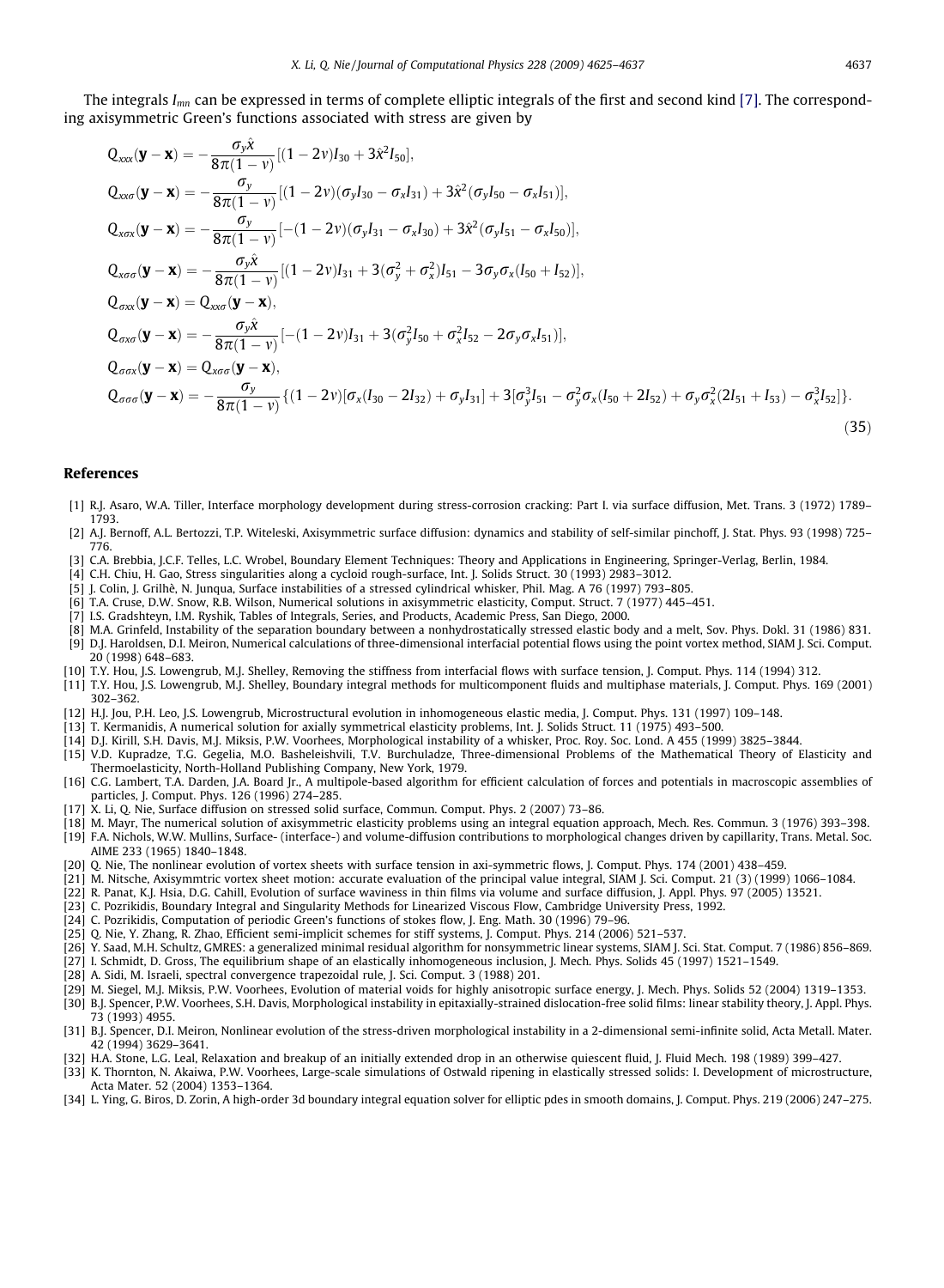The integrals $I_{mn}$ can be expressed in terms of complete elliptic integrals of the first and second kind [7]. The corresponding axisymmetric Green's functions associated with stress are given by

$$
\begin{aligned}
Q_{xxx}(\mathbf{y}-\mathbf{x}) &= -\frac{\sigma_y \hat{x}}{8\pi(1-\nu)}\left[(1-2\nu)I_{30} + 3\hat{x}^2 I_{50}\right], \\
Q_{xx\sigma}(\mathbf{y}-\mathbf{x}) &= -\frac{\sigma_y}{8\pi(1-\nu)}\left[(1-2\nu)(\sigma_y I_{30} - \sigma_x I_{31}) + 3\hat{x}^2(\sigma_y I_{50} - \sigma_x I_{51})\right], \\
Q_{x\sigma x}(\mathbf{y}-\mathbf{x}) &= -\frac{\sigma_y}{8\pi(1-\nu)}\left[-(1-2\nu)(\sigma_y I_{31} - \sigma_x I_{30}) + 3\hat{x}^2(\sigma_y I_{51} - \sigma_x I_{50})\right], \\
Q_{x\sigma\sigma}(\mathbf{y}-\mathbf{x}) &= -\frac{\sigma_y \hat{x}}{8\pi(1-\nu)}\left[(1-2\nu)I_{31} + 3(\sigma_y^2 + \sigma_x^2)I_{51} - 3\sigma_y\sigma_x(I_{50} + I_{52})\right], \\
Q_{\sigma xx}(\mathbf{y}-\mathbf{x}) &= Q_{xx\sigma}(\mathbf{y}-\mathbf{x}), \\
Q_{\sigma x\sigma}(\mathbf{y}-\mathbf{x}) &= -\frac{\sigma_y \hat{x}}{8\pi(1-\nu)}\left[-(1-2\nu)I_{31} + 3(\sigma_y^2 I_{50} + \sigma_x^2 I_{52} - 2\sigma_y\sigma_x I_{51})\right], \\
Q_{\sigma\sigma x}(\mathbf{y}-\mathbf{x}) &= Q_{x\sigma\sigma}(\mathbf{y}-\mathbf{x}), \\
Q_{\sigma\sigma\sigma}(\mathbf{y}-\mathbf{x}) &= -\frac{\sigma_y}{8\pi(1-\nu)}\left\{(1-2\nu)\left[\sigma_x(I_{30} - 2I_{32}) + \sigma_y I_{31}\right] + 3\left[\sigma_y^3 I_{51} - \sigma_y^2\sigma_x(I_{50} + 2I_{52}) + \sigma_y\sigma_x^2(2I_{51} + I_{53}) - \sigma_x^3 I_{52}\right]\right\}.
\end{aligned}
\tag{35}
$$

## References

[1] R.J. Asaro, W.A. Tiller, Interface morphology development during stress-corrosion cracking: Part I. via surface diffusion, Met. Trans. 3 (1972) 1789–1793.

[2] A.J. Bernoff, A.L. Bertozzi, T.P. Witeleski, Axisymmetric surface diffusion: dynamics and stability of self-similar pinchoff, J. Stat. Phys. 93 (1998) 725–776.

[3] C.A. Brebbia, J.C.F. Telles, L.C. Wrobel, Boundary Element Techniques: Theory and Applications in Engineering, Springer-Verlag, Berlin, 1984.

[4] C.H. Chiu, H. Gao, Stress singularities along a cycloid rough-surface, Int. J. Solids Struct. 30 (1993) 2983–3012.

[5] J. Colin, J. Grilhè, N. Junqua, Surface instabilities of a stressed cylindrical whisker, Phil. Mag. A 76 (1997) 793–805.

[6] T.A. Cruse, D.W. Snow, R.B. Wilson, Numerical solutions in axisymmetric elasticity, Comput. Struct. 7 (1977) 445–451.

[7] I.S. Gradshteyn, I.M. Ryshik, Tables of Integrals, Series, and Products, Academic Press, San Diego, 2000.

[8] M.A. Grinfeld, Instability of the separation boundary between a nonhydrostatically stressed elastic body and a melt, Sov. Phys. Dokl. 31 (1986) 831.

[9] D.J. Haroldsen, D.I. Meiron, Numerical calculations of three-dimensional interfacial potential flows using the point vortex method, SIAM J. Sci. Comput. 20 (1998) 648–683.

[10] T.Y. Hou, J.S. Lowengrub, M.J. Shelley, Removing the stiffness from interfacial flows with surface tension, J. Comput. Phys. 114 (1994) 312.

[11] T.Y. Hou, J.S. Lowengrub, M.J. Shelley, Boundary integral methods for multicomponent fluids and multiphase materials, J. Comput. Phys. 169 (2001) 302–362.

[12] H.J. Jou, P.H. Leo, J.S. Lowengrub, Microstructural evolution in inhomogeneous elastic media, J. Comput. Phys. 131 (1997) 109–148.

[13] T. Kermanidis, A numerical solution for axially symmetrical elasticity problems, Int. J. Solids Struct. 11 (1975) 493–500.

[14] D.J. Kirill, S.H. Davis, M.J. Miksis, P.W. Voorhees, Morphological instability of a whisker, Proc. Roy. Soc. Lond. A 455 (1999) 3825–3844.

[15] V.D. Kupradze, T.G. Gegelia, M.O. Basheleishvili, T.V. Burchuladze, Three-dimensional Problems of the Mathematical Theory of Elasticity and Thermoelasticity, North-Holland Publishing Company, New York, 1979.

[16] C.G. Lambert, T.A. Darden, J.A. Board Jr., A multipole-based algorithm for efficient calculation of forces and potentials in macroscopic assemblies of particles, J. Comput. Phys. 126 (1996) 274–285.

[17] X. Li, Q. Nie, Surface diffusion on stressed solid surface, Commun. Comput. Phys. 2 (2007) 73–86.

[18] M. Mayr, The numerical solution of axisymmetric elasticity problems using an integral equation approach, Mech. Res. Commun. 3 (1976) 393–398.

[19] F.A. Nichols, W.W. Mullins, Surface- (interface-) and volume-diffusion contributions to morphological changes driven by capillarity, Trans. Metal. Soc. AIME 233 (1965) 1840–1848.

[20] Q. Nie, The nonlinear evolution of vortex sheets with surface tension in axi-symmetric flows, J. Comput. Phys. 174 (2001) 438–459.

[21] M. Nitsche, Axisymmtric vortex sheet motion: accurate evaluation of the principal value integral, SIAM J. Sci. Comput. 21 (3) (1999) 1066–1084.

[22] R. Panat, K.J. Hsia, D.G. Cahill, Evolution of surface waviness in thin films via volume and surface diffusion, J. Appl. Phys. 97 (2005) 13521.

[23] C. Pozrikidis, Boundary Integral and Singularity Methods for Linearized Viscous Flow, Cambridge University Press, 1992.

[24] C. Pozrikidis, Computation of periodic Green's functions of stokes flow, J. Eng. Math. 30 (1996) 79–96.

[25] Q. Nie, Y. Zhang, R. Zhao, Efficient semi-implicit schemes for stiff systems, J. Comput. Phys. 214 (2006) 521–537.

[26] Y. Saad, M.H. Schultz, GMRES: a generalized minimal residual algorithm for nonsymmetric linear systems, SIAM J. Sci. Stat. Comput. 7 (1986) 856–869.

[27] I. Schmidt, D. Gross, The equilibrium shape of an elastically inhomogeneous inclusion, J. Mech. Phys. Solids 45 (1997) 1521–1549.

[28] A. Sidi, M. Israeli, spectral convergence trapezoidal rule, J. Sci. Comput. 3 (1988) 201.

[29] M. Siegel, M.J. Miksis, P.W. Voorhees, Evolution of material voids for highly anisotropic surface energy, J. Mech. Phys. Solids 52 (2004) 1319–1353.

[30] B.J. Spencer, P.W. Voorhees, S.H. Davis, Morphological instability in epitaxially-strained dislocation-free solid films: linear stability theory, J. Appl. Phys. 73 (1993) 4955.

[31] B.J. Spencer, D.I. Meiron, Nonlinear evolution of the stress-driven morphological instability in a 2-dimensional semi-infinite solid, Acta Metall. Mater. 42 (1994) 3629–3641.

[32] H.A. Stone, L.G. Leal, Relaxation and breakup of an initially extended drop in an otherwise quiescent fluid, J. Fluid Mech. 198 (1989) 399–427.

[33] K. Thornton, N. Akaiwa, P.W. Voorhees, Large-scale simulations of Ostwald ripening in elastically stressed solids: I. Development of microstructure, Acta Mater. 52 (2004) 1353–1364.

[34] L. Ying, G. Biros, D. Zorin, A high-order 3d boundary integral equation solver for elliptic pdes in smooth domains, J. Comput. Phys. 219 (2006) 247–275.